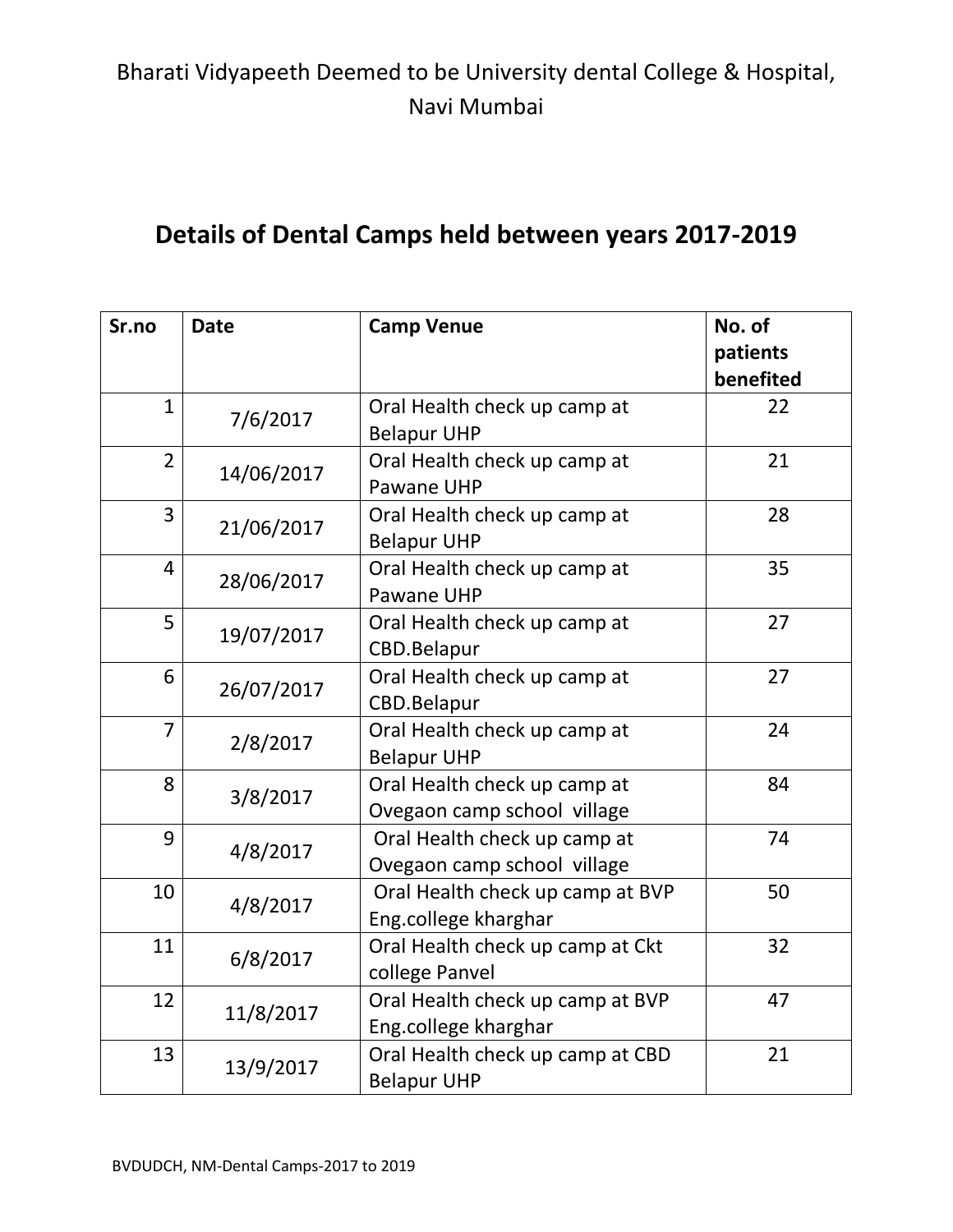Bharati Vidyapeeth Deemed to be University dental College & Hospital, Navi Mumbai

# Details of Dental Camps held between years 2017-2019

| Sr.no | Date | Camp Venue | No. of patients benefited |
|---|---|---|---|
| 1 | 7/6/2017 | Oral Health check up camp at Belapur UHP | 22 |
| 2 | 14/06/2017 | Oral Health check up camp at Pawane UHP | 21 |
| 3 | 21/06/2017 | Oral Health check up camp at Belapur UHP | 28 |
| 4 | 28/06/2017 | Oral Health check up camp at Pawane UHP | 35 |
| 5 | 19/07/2017 | Oral Health check up camp at CBD.Belapur | 27 |
| 6 | 26/07/2017 | Oral Health check up camp at CBD.Belapur | 27 |
| 7 | 2/8/2017 | Oral Health check up camp at Belapur UHP | 24 |
| 8 | 3/8/2017 | Oral Health check up camp at Ovegaon camp school village | 84 |
| 9 | 4/8/2017 | Oral Health check up camp at Ovegaon camp school village | 74 |
| 10 | 4/8/2017 | Oral Health check up camp at BVP Eng.college kharghar | 50 |
| 11 | 6/8/2017 | Oral Health check up camp at Ckt college Panvel | 32 |
| 12 | 11/8/2017 | Oral Health check up camp at BVP Eng.college kharghar | 47 |
| 13 | 13/9/2017 | Oral Health check up camp at CBD Belapur UHP | 21 |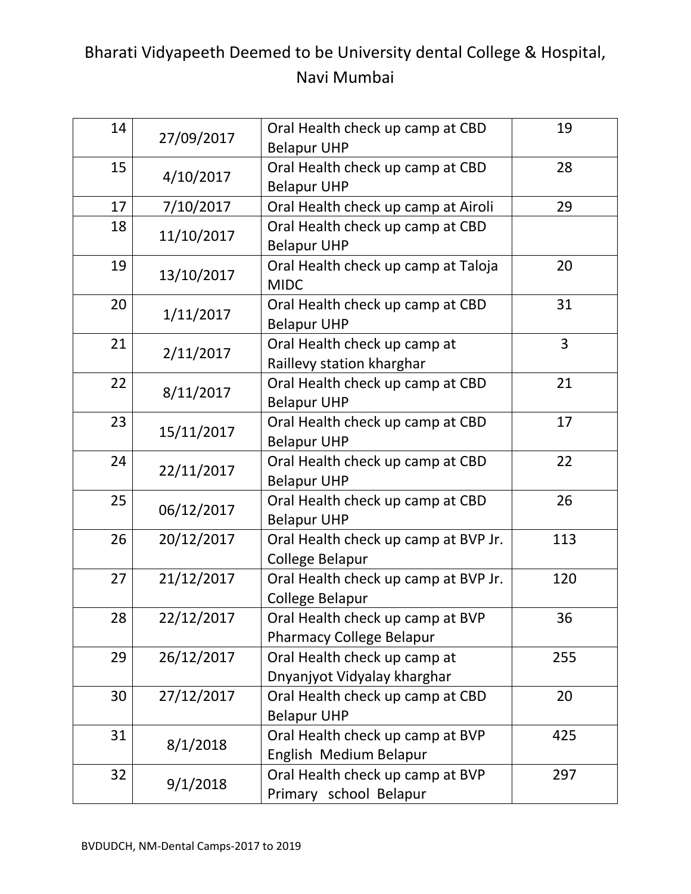Bharati Vidyapeeth Deemed to be University dental College & Hospital, Navi Mumbai

| 14 | 27/09/2017 | Oral Health check up camp at CBD Belapur UHP | 19 |
|---|---|---|---|
| 15 | 4/10/2017 | Oral Health check up camp at CBD Belapur UHP | 28 |
| 17 | 7/10/2017 | Oral Health check up camp at Airoli | 29 |
| 18 | 11/10/2017 | Oral Health check up camp at CBD Belapur UHP | |
| 19 | 13/10/2017 | Oral Health check up camp at Taloja MIDC | 20 |
| 20 | 1/11/2017 | Oral Health check up camp at CBD Belapur UHP | 31 |
| 21 | 2/11/2017 | Oral Health check up camp at Raillevy station kharghar | 3 |
| 22 | 8/11/2017 | Oral Health check up camp at CBD Belapur UHP | 21 |
| 23 | 15/11/2017 | Oral Health check up camp at CBD Belapur UHP | 17 |
| 24 | 22/11/2017 | Oral Health check up camp at CBD Belapur UHP | 22 |
| 25 | 06/12/2017 | Oral Health check up camp at CBD Belapur UHP | 26 |
| 26 | 20/12/2017 | Oral Health check up camp at BVP Jr. College Belapur | 113 |
| 27 | 21/12/2017 | Oral Health check up camp at BVP Jr. College Belapur | 120 |
| 28 | 22/12/2017 | Oral Health check up camp at BVP Pharmacy College Belapur | 36 |
| 29 | 26/12/2017 | Oral Health check up camp at Dnyanjyot Vidyalay kharghar | 255 |
| 30 | 27/12/2017 | Oral Health check up camp at CBD Belapur UHP | 20 |
| 31 | 8/1/2018 | Oral Health check up camp at BVP English Medium Belapur | 425 |
| 32 | 9/1/2018 | Oral Health check up camp at BVP Primary school Belapur | 297 |

BVDUDCH, NM-Dental Camps-2017 to 2019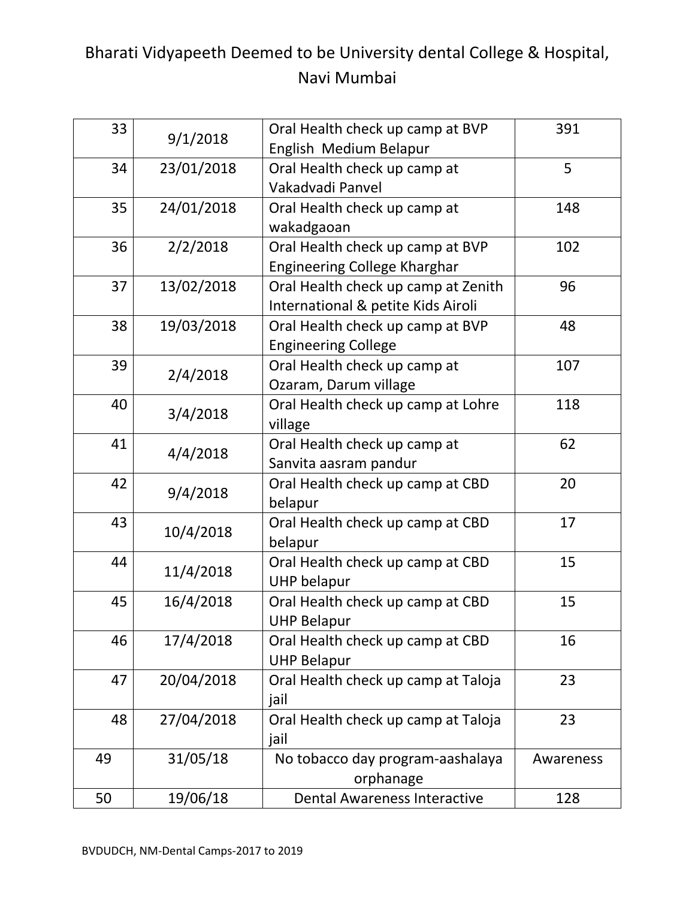Bharati Vidyapeeth Deemed to be University dental College & Hospital, Navi Mumbai

| | | | |
|---|---|---|---|
| 33 | 9/1/2018 | Oral Health check up camp at BVP English Medium Belapur | 391 |
| 34 | 23/01/2018 | Oral Health check up camp at Vakadvadi Panvel | 5 |
| 35 | 24/01/2018 | Oral Health check up camp at wakadgaoan | 148 |
| 36 | 2/2/2018 | Oral Health check up camp at BVP Engineering College Kharghar | 102 |
| 37 | 13/02/2018 | Oral Health check up camp at Zenith International & petite Kids Airoli | 96 |
| 38 | 19/03/2018 | Oral Health check up camp at BVP Engineering College | 48 |
| 39 | 2/4/2018 | Oral Health check up camp at Ozaram, Darum village | 107 |
| 40 | 3/4/2018 | Oral Health check up camp at Lohre village | 118 |
| 41 | 4/4/2018 | Oral Health check up camp at Sanvita aasram pandur | 62 |
| 42 | 9/4/2018 | Oral Health check up camp at CBD belapur | 20 |
| 43 | 10/4/2018 | Oral Health check up camp at CBD belapur | 17 |
| 44 | 11/4/2018 | Oral Health check up camp at CBD UHP belapur | 15 |
| 45 | 16/4/2018 | Oral Health check up camp at CBD UHP Belapur | 15 |
| 46 | 17/4/2018 | Oral Health check up camp at CBD UHP Belapur | 16 |
| 47 | 20/04/2018 | Oral Health check up camp at Taloja jail | 23 |
| 48 | 27/04/2018 | Oral Health check up camp at Taloja jail | 23 |
| 49 | 31/05/18 | No tobacco day program-aashalaya orphanage | Awareness |
| 50 | 19/06/18 | Dental Awareness Interactive | 128 |

BVDUDCH, NM-Dental Camps-2017 to 2019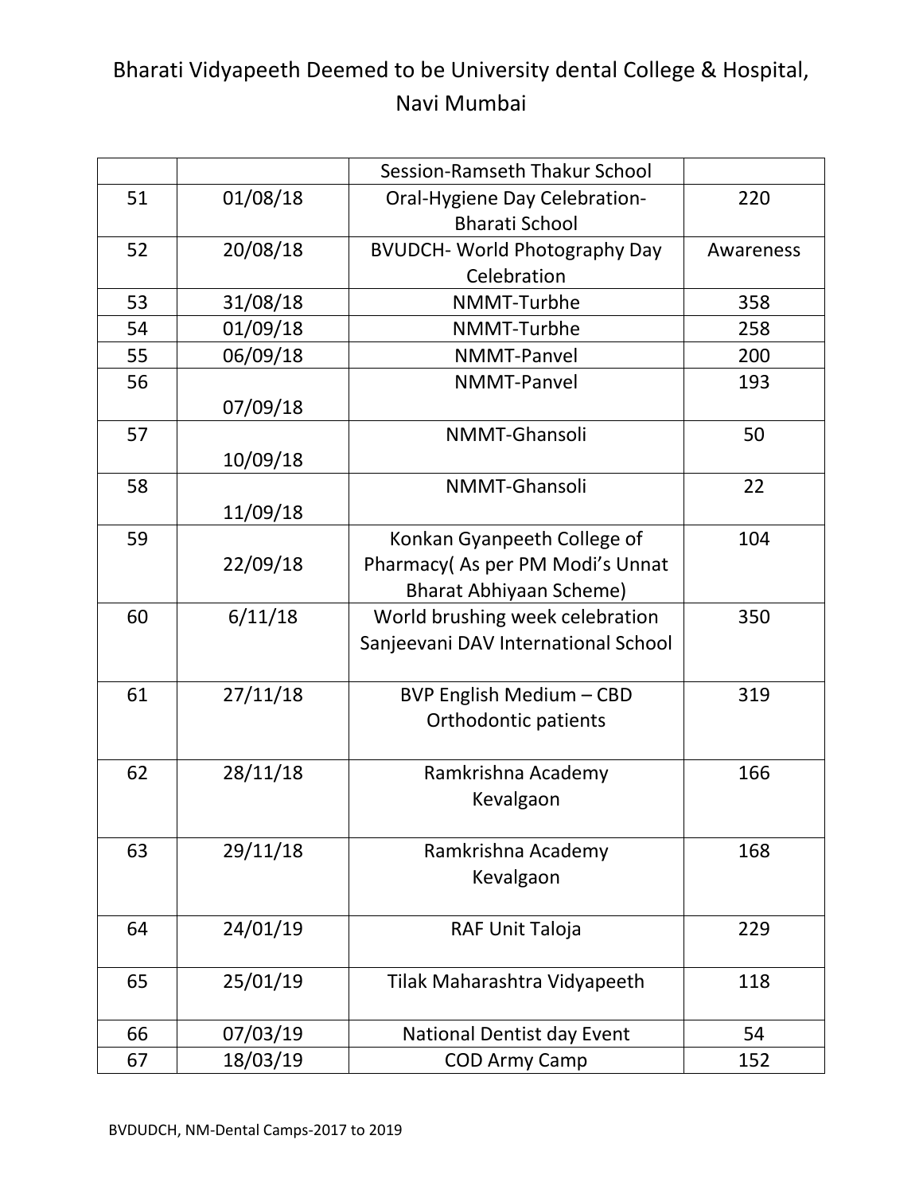Bharati Vidyapeeth Deemed to be University dental College & Hospital, Navi Mumbai

| | | | |
|---|---|---|---|
| | | Session-Ramseth Thakur School | |
| 51 | 01/08/18 | Oral-Hygiene Day Celebration-Bharati School | 220 |
| 52 | 20/08/18 | BVUDCH- World Photography Day Celebration | Awareness |
| 53 | 31/08/18 | NMMT-Turbhe | 358 |
| 54 | 01/09/18 | NMMT-Turbhe | 258 |
| 55 | 06/09/18 | NMMT-Panvel | 200 |
| 56 | 07/09/18 | NMMT-Panvel | 193 |
| 57 | 10/09/18 | NMMT-Ghansoli | 50 |
| 58 | 11/09/18 | NMMT-Ghansoli | 22 |
| 59 | 22/09/18 | Konkan Gyanpeeth College of Pharmacy( As per PM Modi's Unnat Bharat Abhiyaan Scheme) | 104 |
| 60 | 6/11/18 | World brushing week celebration Sanjeevani DAV International School | 350 |
| 61 | 27/11/18 | BVP English Medium – CBD Orthodontic patients | 319 |
| 62 | 28/11/18 | Ramkrishna Academy Kevalgaon | 166 |
| 63 | 29/11/18 | Ramkrishna Academy Kevalgaon | 168 |
| 64 | 24/01/19 | RAF Unit Taloja | 229 |
| 65 | 25/01/19 | Tilak Maharashtra Vidyapeeth | 118 |
| 66 | 07/03/19 | National Dentist day Event | 54 |
| 67 | 18/03/19 | COD Army Camp | 152 |

BVDUDCH, NM-Dental Camps-2017 to 2019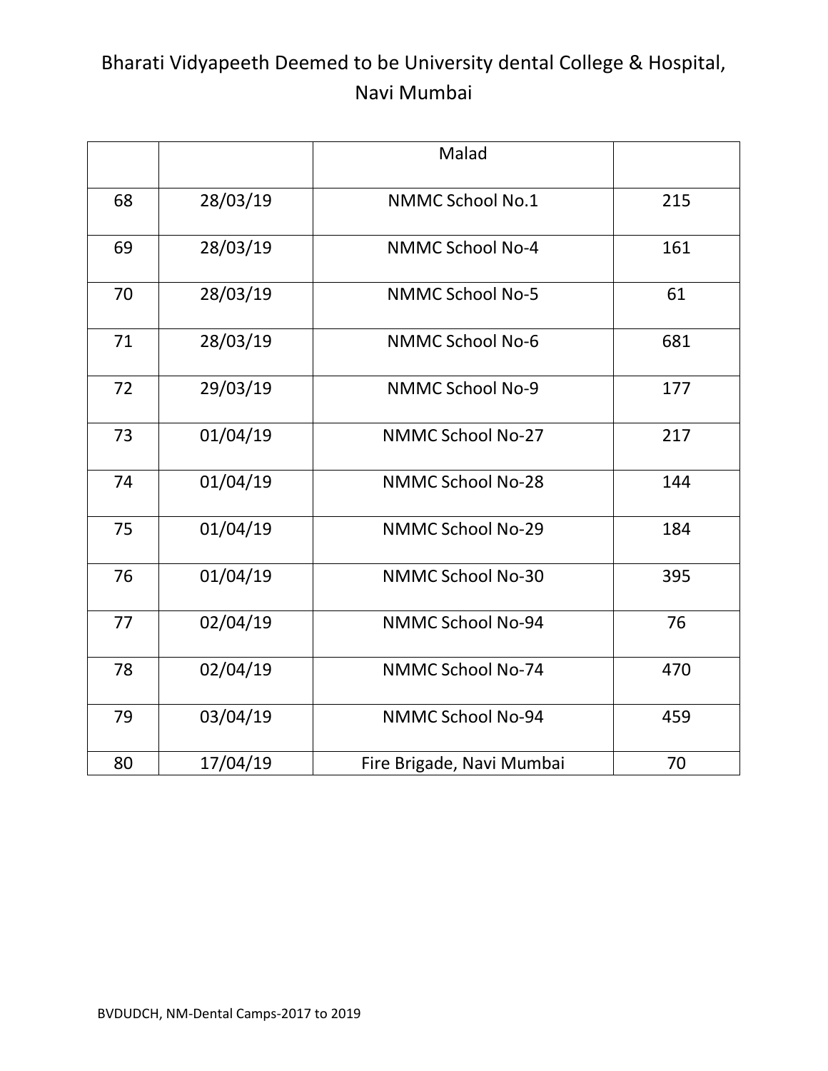Bharati Vidyapeeth Deemed to be University dental College & Hospital, Navi Mumbai

| | | | |
|---|---|---|---|
| | | Malad | |
| 68 | 28/03/19 | NMMC School No.1 | 215 |
| 69 | 28/03/19 | NMMC School No-4 | 161 |
| 70 | 28/03/19 | NMMC School No-5 | 61 |
| 71 | 28/03/19 | NMMC School No-6 | 681 |
| 72 | 29/03/19 | NMMC School No-9 | 177 |
| 73 | 01/04/19 | NMMC School No-27 | 217 |
| 74 | 01/04/19 | NMMC School No-28 | 144 |
| 75 | 01/04/19 | NMMC School No-29 | 184 |
| 76 | 01/04/19 | NMMC School No-30 | 395 |
| 77 | 02/04/19 | NMMC School No-94 | 76 |
| 78 | 02/04/19 | NMMC School No-74 | 470 |
| 79 | 03/04/19 | NMMC School No-94 | 459 |
| 80 | 17/04/19 | Fire Brigade, Navi Mumbai | 70 |